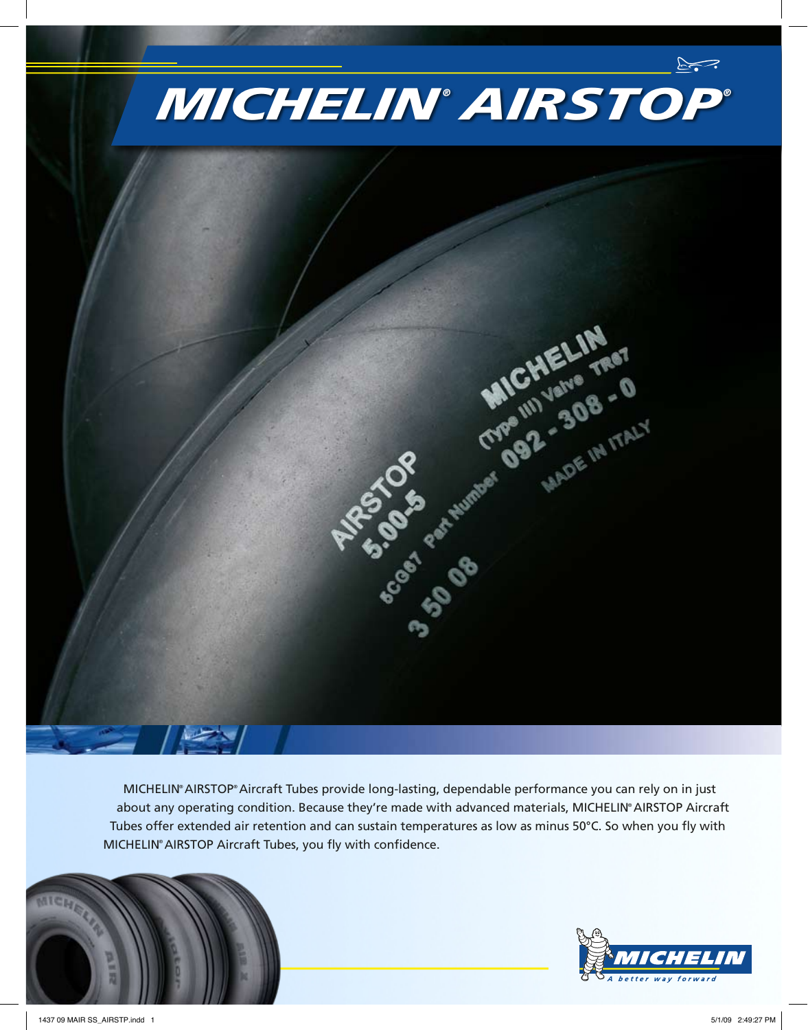# MICHELIN® AIRSTOP®

MICHELIN® AIRSTOP® Aircraft Tubes provide long-lasting, dependable performance you can rely on in just about any operating condition. Because they're made with advanced materials, MICHELIN® AIRSTOP Aircraft Tubes offer extended air retention and can sustain temperatures as low as minus 50°C. So when you fly with MICHELIN® AIRSTOP Aircraft Tubes, you fly with confidence.

MICHELIN

A better way forward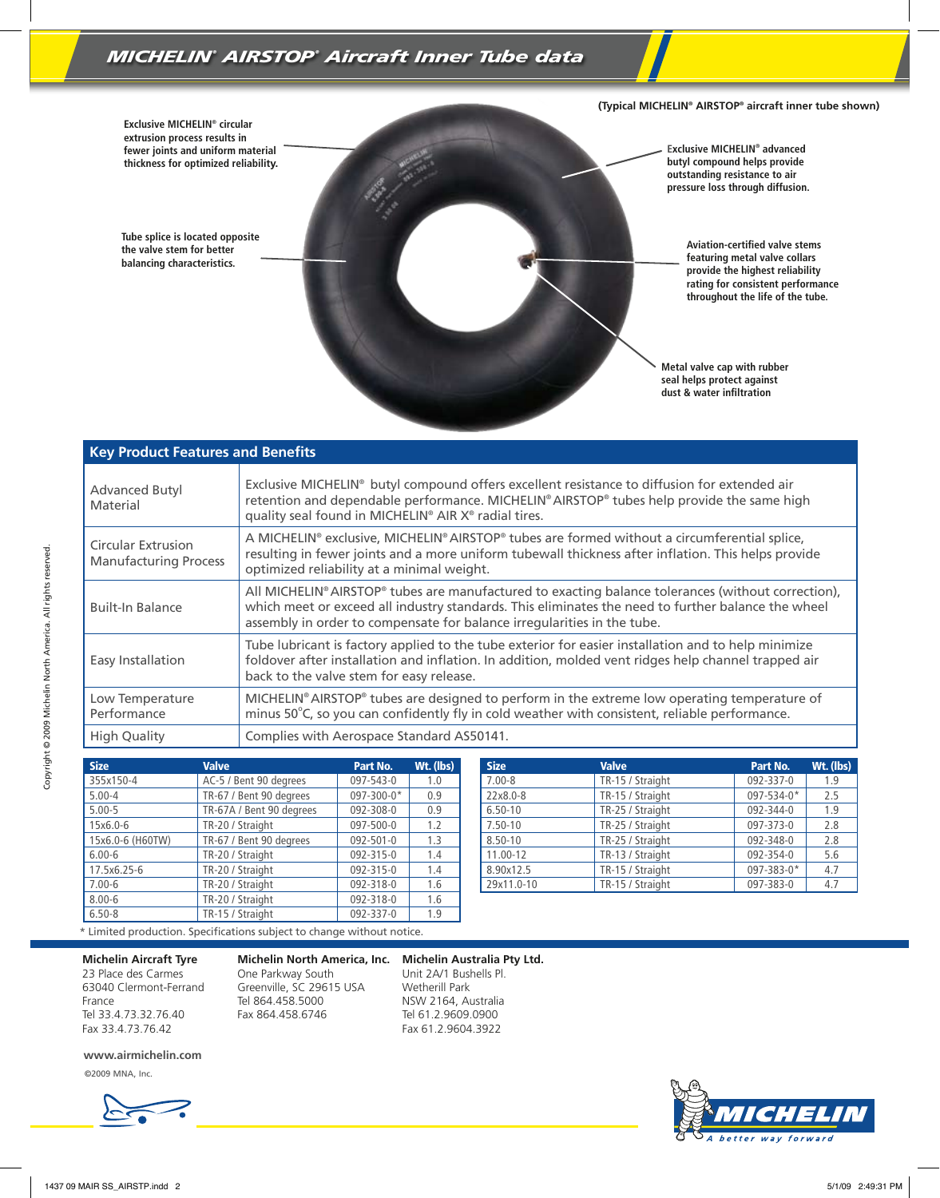# MICHELIN® AIRSTOP® Aircraft Inner Tube data

(Typical MICHELIN® AIRSTOP® aircraft inner tube shown)

Exclusive MICHELIN® circular extrusion process results in fewer joints and uniform material thickness for optimized reliability.

Tube splice is located opposite the valve stem for better balancing characteristics.

Exclusive MICHELIN® advanced butyl compound helps provide outstanding resistance to air pressure loss through diffusion.

Aviation-certified valve stems featuring metal valve collars provide the highest reliability rating for consistent performance throughout the life of the tube.

Metal valve cap with rubber seal helps protect against dust & water infiltration

## Key Product Features and Benefits

| | |
|---|---|
| Advanced Butyl Material | Exclusive MICHELIN® butyl compound offers excellent resistance to diffusion for extended air retention and dependable performance. MICHELIN® AIRSTOP® tubes help provide the same high quality seal found in MICHELIN® AIR X® radial tires. |
| Circular Extrusion Manufacturing Process | A MICHELIN® exclusive, MICHELIN® AIRSTOP® tubes are formed without a circumferential splice, resulting in fewer joints and a more uniform tubewall thickness after inflation. This helps provide optimized reliability at a minimal weight. |
| Built-In Balance | All MICHELIN® AIRSTOP® tubes are manufactured to exacting balance tolerances (without correction), which meet or exceed all industry standards. This eliminates the need to further balance the wheel assembly in order to compensate for balance irregularities in the tube. |
| Easy Installation | Tube lubricant is factory applied to the tube exterior for easier installation and to help minimize foldover after installation and inflation. In addition, molded vent ridges help channel trapped air back to the valve stem for easy release. |
| Low Temperature Performance | MICHELIN® AIRSTOP® tubes are designed to perform in the extreme low operating temperature of minus 50°C, so you can confidently fly in cold weather with consistent, reliable performance. |
| High Quality | Complies with Aerospace Standard AS50141. |

| Size | Valve | Part No. | Wt. (lbs) |
|---|---|---|---|
| 355x150-4 | AC-5 / Bent 90 degrees | 097-543-0 | 1.0 |
| 5.00-4 | TR-67 / Bent 90 degrees | 097-300-0* | 0.9 |
| 5.00-5 | TR-67A / Bent 90 degrees | 092-308-0 | 0.9 |
| 15x6.0-6 | TR-20 / Straight | 097-500-0 | 1.2 |
| 15x6.0-6 (H60TW) | TR-67 / Bent 90 degrees | 092-501-0 | 1.3 |
| 6.00-6 | TR-20 / Straight | 092-315-0 | 1.4 |
| 17.5x6.25-6 | TR-20 / Straight | 092-315-0 | 1.4 |
| 7.00-6 | TR-20 / Straight | 092-318-0 | 1.6 |
| 8.00-6 | TR-20 / Straight | 092-318-0 | 1.6 |
| 6.50-8 | TR-15 / Straight | 092-337-0 | 1.9 |

| Size | Valve | Part No. | Wt. (lbs) |
|---|---|---|---|
| 7.00-8 | TR-15 / Straight | 092-337-0 | 1.9 |
| 22x8.0-8 | TR-15 / Straight | 097-534-0* | 2.5 |
| 6.50-10 | TR-25 / Straight | 092-344-0 | 1.9 |
| 7.50-10 | TR-25 / Straight | 097-373-0 | 2.8 |
| 8.50-10 | TR-25 / Straight | 092-348-0 | 2.8 |
| 11.00-12 | TR-13 / Straight | 092-354-0 | 5.6 |
| 8.90x12.5 | TR-15 / Straight | 097-383-0* | 4.7 |
| 29x11.0-10 | TR-15 / Straight | 097-383-0 | 4.7 |

\* Limited production. Specifications subject to change without notice.

**Michelin Aircraft Tyre**
23 Place des Carmes
63040 Clermont-Ferrand
France
Tel 33.4.73.32.76.40
Fax 33.4.73.76.42

**Michelin North America, Inc.**
One Parkway South
Greenville, SC 29615 USA
Tel 864.458.5000
Fax 864.458.6746

**Michelin Australia Pty Ltd.**
Unit 2A/1 Bushells Pl.
Wetherill Park
NSW 2164, Australia
Tel 61.2.9609.0900
Fax 61.2.9604.3922

**www.airmichelin.com**

©2009 MNA, Inc.

Copyright © 2009 Michelin North America. All rights reserved.

MICHELIN — A better way forward